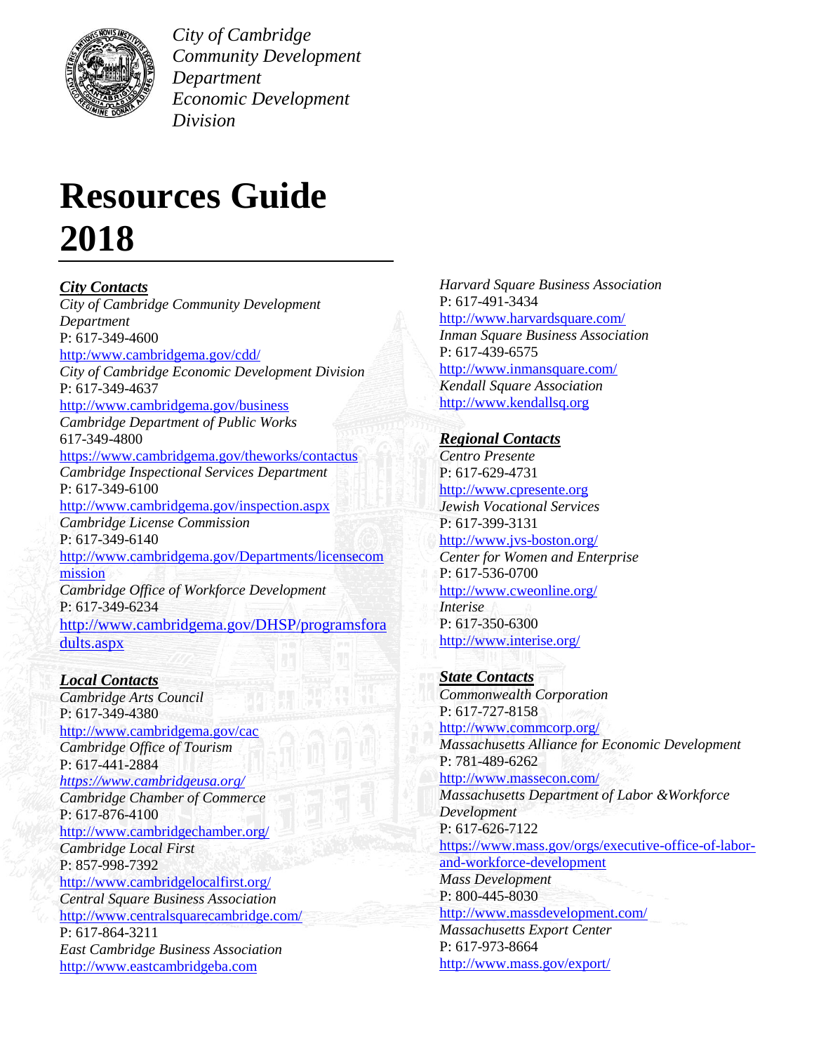*City of Cambridge*
*Community Development Department*
*Economic Development Division*

# Resources Guide 2018

## *City Contacts*

*City of Cambridge Community Development Department*
P: 617-349-4600
http:/www.cambridgema.gov/cdd/

*City of Cambridge Economic Development Division*
P: 617-349-4637
http://www.cambridgema.gov/business

*Cambridge Department of Public Works*
617-349-4800
https://www.cambridgema.gov/theworks/contactus

*Cambridge Inspectional Services Department*
P: 617-349-6100
http://www.cambridgema.gov/inspection.aspx

*Cambridge License Commission*
P: 617-349-6140
http://www.cambridgema.gov/Departments/licensecommission

*Cambridge Office of Workforce Development*
P: 617-349-6234
http://www.cambridgema.gov/DHSP/programsforadults.aspx

## *Local Contacts*

*Cambridge Arts Council*
P: 617-349-4380
http://www.cambridgema.gov/cac

*Cambridge Office of Tourism*
P: 617-441-2884
*https://www.cambridgeusa.org/*

*Cambridge Chamber of Commerce*
P: 617-876-4100
http://www.cambridgechamber.org/

*Cambridge Local First*
P: 857-998-7392
http://www.cambridgelocalfirst.org/

*Central Square Business Association*
http://www.centralsquarecambridge.com/
P: 617-864-3211

*East Cambridge Business Association*
http://www.eastcambridgeba.com

*Harvard Square Business Association*
P: 617-491-3434
http://www.harvardsquare.com/

*Inman Square Business Association*
P: 617-439-6575
http://www.inmansquare.com/

*Kendall Square Association*
http://www.kendallsq.org

## *Regional Contacts*

*Centro Presente*
P: 617-629-4731
http://www.cpresente.org

*Jewish Vocational Services*
P: 617-399-3131
http://www.jvs-boston.org/

*Center for Women and Enterprise*
P: 617-536-0700
http://www.cweonline.org/

*Interise*
P: 617-350-6300
http://www.interise.org/

## *State Contacts*

*Commonwealth Corporation*
P: 617-727-8158
http://www.commcorp.org/

*Massachusetts Alliance for Economic Development*
P: 781-489-6262
http://www.massecon.com/

*Massachusetts Department of Labor &Workforce Development*
P: 617-626-7122
https://www.mass.gov/orgs/executive-office-of-labor-and-workforce-development

*Mass Development*
P: 800-445-8030
http://www.massdevelopment.com/

*Massachusetts Export Center*
P: 617-973-8664
http://www.mass.gov/export/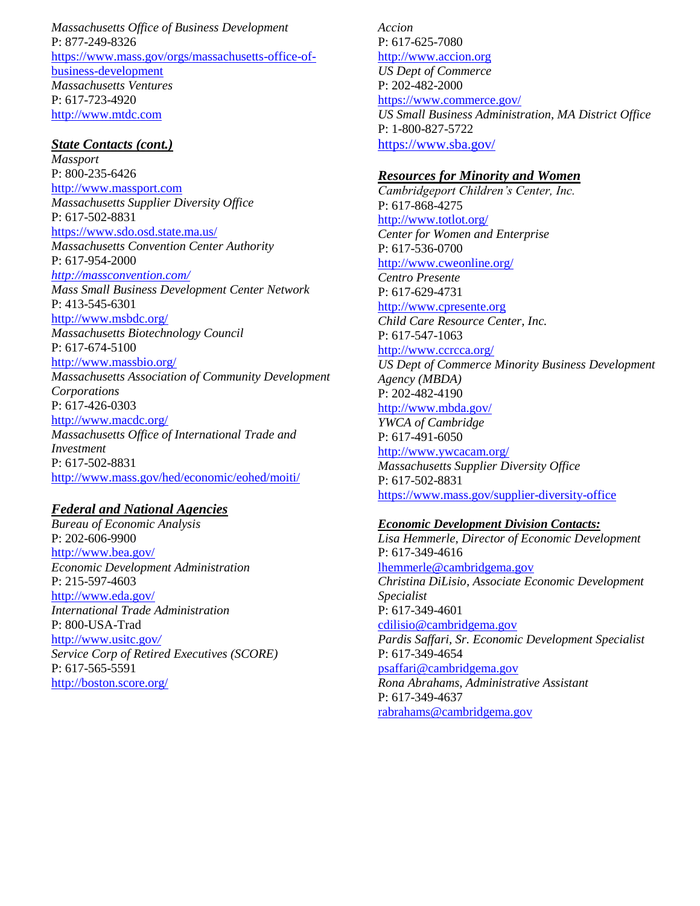*Massachusetts Office of Business Development*
P: 877-249-8326
https://www.mass.gov/orgs/massachusetts-office-of-business-development
*Massachusetts Ventures*
P: 617-723-4920
http://www.mtdc.com

## ***State Contacts (cont.)***

*Massport*
P: 800-235-6426
http://www.massport.com
*Massachusetts Supplier Diversity Office*
P: 617-502-8831
https://www.sdo.osd.state.ma.us/
*Massachusetts Convention Center Authority*
P: 617-954-2000
*http://massconvention.com/*
*Mass Small Business Development Center Network*
P: 413-545-6301
http://www.msbdc.org/
*Massachusetts Biotechnology Council*
P: 617-674-5100
http://www.massbio.org/
*Massachusetts Association of Community Development Corporations*
P: 617-426-0303
http://www.macdc.org/
*Massachusetts Office of International Trade and Investment*
P: 617-502-8831
http://www.mass.gov/hed/economic/eohed/moiti/

## ***Federal and National Agencies***

*Bureau of Economic Analysis*
P: 202-606-9900
http://www.bea.gov/
*Economic Development Administration*
P: 215-597-4603
http://www.eda.gov/
*International Trade Administration*
P: 800-USA-Trad
http://www.usitc.gov/
*Service Corp of Retired Executives (SCORE)*
P: 617-565-5591
http://boston.score.org/
*Accion*
P: 617-625-7080
http://www.accion.org
*US Dept of Commerce*
P: 202-482-2000
https://www.commerce.gov/
*US Small Business Administration, MA District Office*
P: 1-800-827-5722
https://www.sba.gov/

## ***Resources for Minority and Women***

*Cambridgeport Children's Center, Inc.*
P: 617-868-4275
http://www.totlot.org/
*Center for Women and Enterprise*
P: 617-536-0700
http://www.cweonline.org/
*Centro Presente*
P: 617-629-4731
http://www.cpresente.org
*Child Care Resource Center, Inc.*
P: 617-547-1063
http://www.ccrcca.org/
*US Dept of Commerce Minority Business Development Agency (MBDA)*
P: 202-482-4190
http://www.mbda.gov/
*YWCA of Cambridge*
P: 617-491-6050
http://www.ywcacam.org/
*Massachusetts Supplier Diversity Office*
P: 617-502-8831
https://www.mass.gov/supplier-diversity-office

## ***Economic Development Division Contacts:***

*Lisa Hemmerle, Director of Economic Development*
P: 617-349-4616
lhemmerle@cambridgema.gov
*Christina DiLisio, Associate Economic Development Specialist*
P: 617-349-4601
cdilisio@cambridgema.gov
*Pardis Saffari, Sr. Economic Development Specialist*
P: 617-349-4654
psaffari@cambridgema.gov
*Rona Abrahams, Administrative Assistant*
P: 617-349-4637
rabrahams@cambridgema.gov